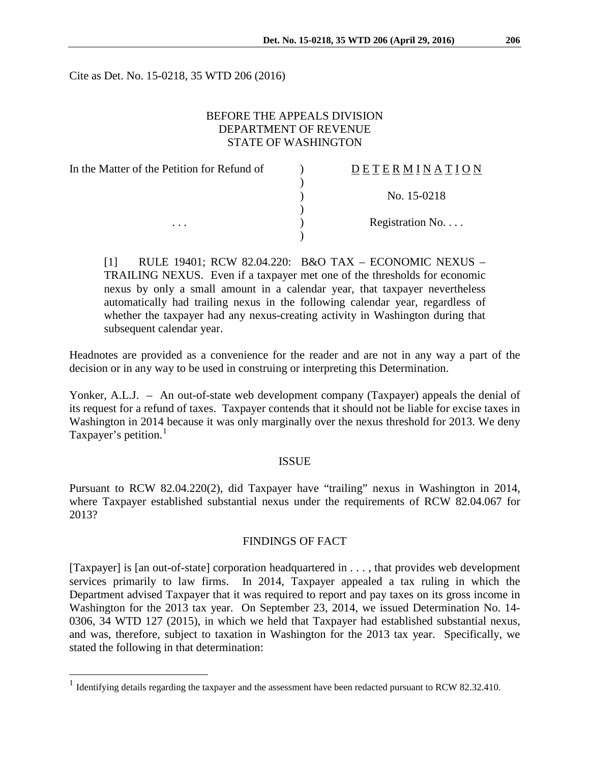Cite as Det. No. 15-0218, 35 WTD 206 (2016)

BEFORE THE APPEALS DIVISION
DEPARTMENT OF REVENUE
STATE OF WASHINGTON

| In the Matter of the Petition for Refund of | ) | D E T E R M I N A T I O N |
|---|---|---|
| | ) | |
| | ) | No. 15-0218 |
| | ) | |
| . . . | ) | Registration No. . . . |
| | ) | |

[1] RULE 19401; RCW 82.04.220: B&O TAX – ECONOMIC NEXUS – TRAILING NEXUS. Even if a taxpayer met one of the thresholds for economic nexus by only a small amount in a calendar year, that taxpayer nevertheless automatically had trailing nexus in the following calendar year, regardless of whether the taxpayer had any nexus-creating activity in Washington during that subsequent calendar year.

Headnotes are provided as a convenience for the reader and are not in any way a part of the decision or in any way to be used in construing or interpreting this Determination.

Yonker, A.L.J. – An out-of-state web development company (Taxpayer) appeals the denial of its request for a refund of taxes. Taxpayer contends that it should not be liable for excise taxes in Washington in 2014 because it was only marginally over the nexus threshold for 2013. We deny Taxpayer's petition.[1]

## ISSUE

Pursuant to RCW 82.04.220(2), did Taxpayer have "trailing" nexus in Washington in 2014, where Taxpayer established substantial nexus under the requirements of RCW 82.04.067 for 2013?

## FINDINGS OF FACT

[Taxpayer] is [an out-of-state] corporation headquartered in . . . , that provides web development services primarily to law firms. In 2014, Taxpayer appealed a tax ruling in which the Department advised Taxpayer that it was required to report and pay taxes on its gross income in Washington for the 2013 tax year. On September 23, 2014, we issued Determination No. 14-0306, 34 WTD 127 (2015), in which we held that Taxpayer had established substantial nexus, and was, therefore, subject to taxation in Washington for the 2013 tax year. Specifically, we stated the following in that determination:

---

[1] Identifying details regarding the taxpayer and the assessment have been redacted pursuant to RCW 82.32.410.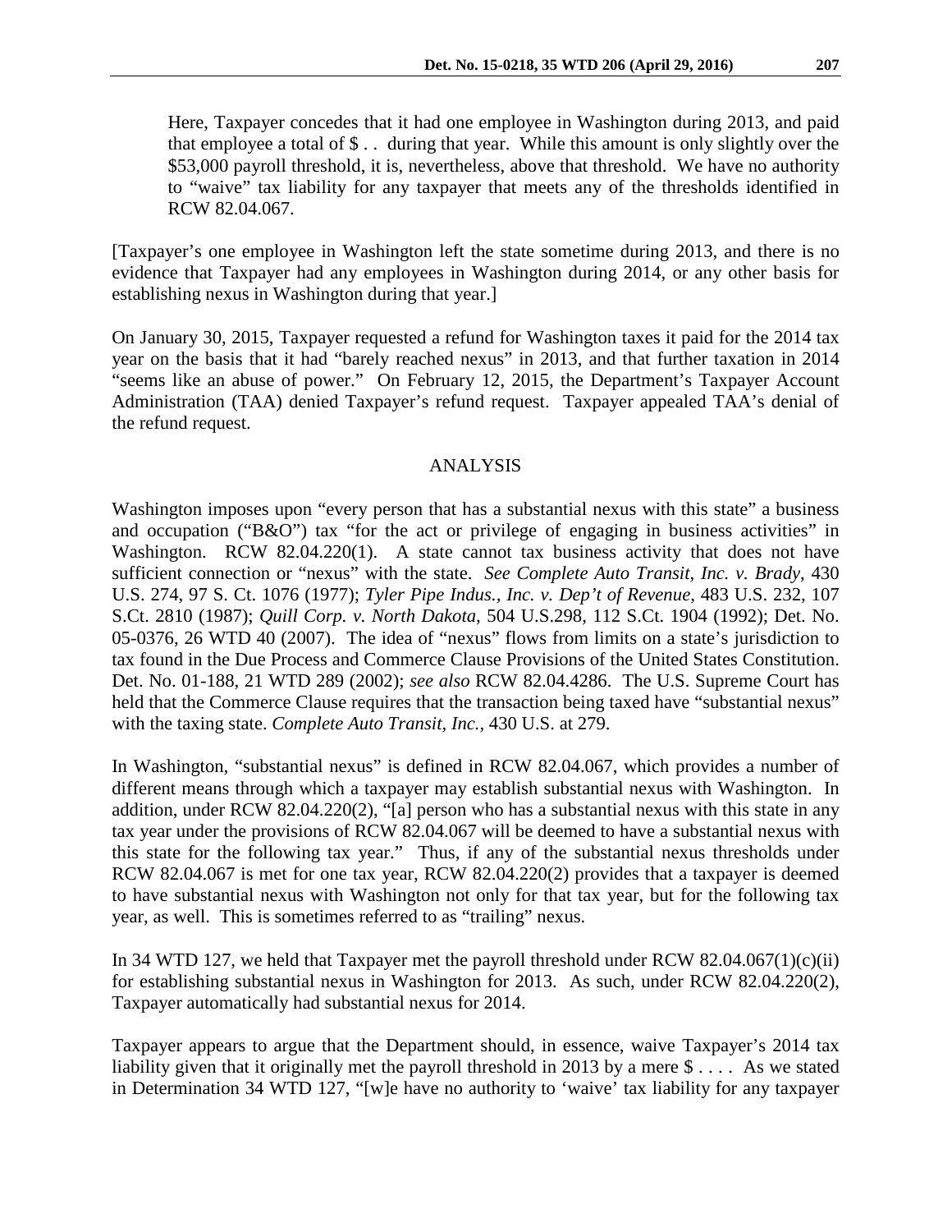Here, Taxpayer concedes that it had one employee in Washington during 2013, and paid that employee a total of $ . . during that year. While this amount is only slightly over the $53,000 payroll threshold, it is, nevertheless, above that threshold. We have no authority to "waive" tax liability for any taxpayer that meets any of the thresholds identified in RCW 82.04.067.

[Taxpayer's one employee in Washington left the state sometime during 2013, and there is no evidence that Taxpayer had any employees in Washington during 2014, or any other basis for establishing nexus in Washington during that year.]

On January 30, 2015, Taxpayer requested a refund for Washington taxes it paid for the 2014 tax year on the basis that it had "barely reached nexus" in 2013, and that further taxation in 2014 "seems like an abuse of power." On February 12, 2015, the Department's Taxpayer Account Administration (TAA) denied Taxpayer's refund request. Taxpayer appealed TAA's denial of the refund request.

## ANALYSIS

Washington imposes upon "every person that has a substantial nexus with this state" a business and occupation ("B&O") tax "for the act or privilege of engaging in business activities" in Washington. RCW 82.04.220(1). A state cannot tax business activity that does not have sufficient connection or "nexus" with the state. *See Complete Auto Transit, Inc. v. Brady*, 430 U.S. 274, 97 S. Ct. 1076 (1977); *Tyler Pipe Indus., Inc. v. Dep't of Revenue*, 483 U.S. 232, 107 S.Ct. 2810 (1987); *Quill Corp. v. North Dakota*, 504 U.S.298, 112 S.Ct. 1904 (1992); Det. No. 05-0376, 26 WTD 40 (2007). The idea of "nexus" flows from limits on a state's jurisdiction to tax found in the Due Process and Commerce Clause Provisions of the United States Constitution. Det. No. 01-188, 21 WTD 289 (2002); *see also* RCW 82.04.4286. The U.S. Supreme Court has held that the Commerce Clause requires that the transaction being taxed have "substantial nexus" with the taxing state. *Complete Auto Transit, Inc.*, 430 U.S. at 279.

In Washington, "substantial nexus" is defined in RCW 82.04.067, which provides a number of different means through which a taxpayer may establish substantial nexus with Washington. In addition, under RCW 82.04.220(2), "[a] person who has a substantial nexus with this state in any tax year under the provisions of RCW 82.04.067 will be deemed to have a substantial nexus with this state for the following tax year." Thus, if any of the substantial nexus thresholds under RCW 82.04.067 is met for one tax year, RCW 82.04.220(2) provides that a taxpayer is deemed to have substantial nexus with Washington not only for that tax year, but for the following tax year, as well. This is sometimes referred to as "trailing" nexus.

In 34 WTD 127, we held that Taxpayer met the payroll threshold under RCW 82.04.067(1)(c)(ii) for establishing substantial nexus in Washington for 2013. As such, under RCW 82.04.220(2), Taxpayer automatically had substantial nexus for 2014.

Taxpayer appears to argue that the Department should, in essence, waive Taxpayer's 2014 tax liability given that it originally met the payroll threshold in 2013 by a mere $ . . . . As we stated in Determination 34 WTD 127, "[w]e have no authority to 'waive' tax liability for any taxpayer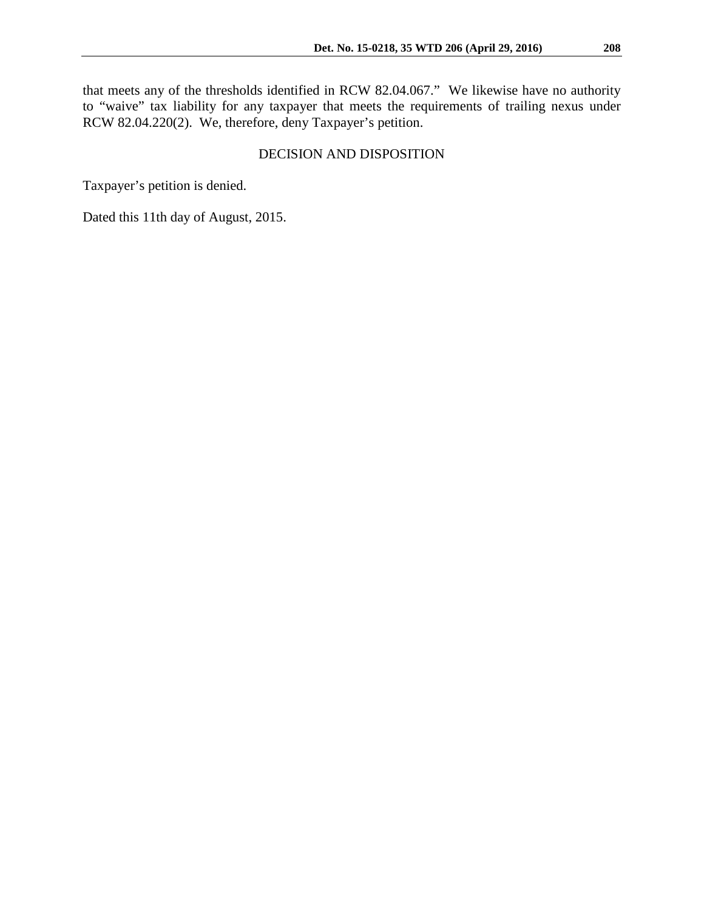that meets any of the thresholds identified in RCW 82.04.067." We likewise have no authority to "waive" tax liability for any taxpayer that meets the requirements of trailing nexus under RCW 82.04.220(2). We, therefore, deny Taxpayer's petition.

## DECISION AND DISPOSITION

Taxpayer's petition is denied.

Dated this 11th day of August, 2015.